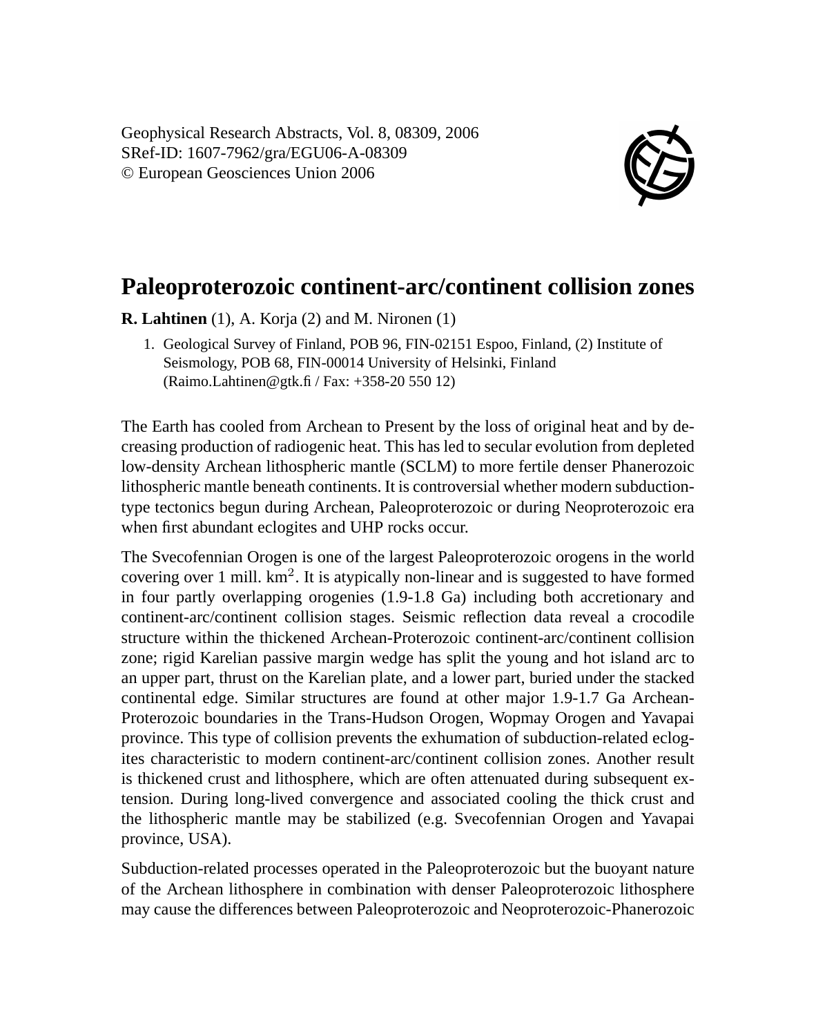Geophysical Research Abstracts, Vol. 8, 08309, 2006
SRef-ID: 1607-7962/gra/EGU06-A-08309
© European Geosciences Union 2006

# Paleoproterozoic continent-arc/continent collision zones

**R. Lahtinen** (1), A. Korja (2) and M. Nironen (1)

1. Geological Survey of Finland, POB 96, FIN-02151 Espoo, Finland, (2) Institute of Seismology, POB 68, FIN-00014 University of Helsinki, Finland (Raimo.Lahtinen@gtk.fi / Fax: +358-20 550 12)

The Earth has cooled from Archean to Present by the loss of original heat and by decreasing production of radiogenic heat. This has led to secular evolution from depleted low-density Archean lithospheric mantle (SCLM) to more fertile denser Phanerozoic lithospheric mantle beneath continents. It is controversial whether modern subduction-type tectonics begun during Archean, Paleoproterozoic or during Neoproterozoic era when first abundant eclogites and UHP rocks occur.

The Svecofennian Orogen is one of the largest Paleoproterozoic orogens in the world covering over 1 mill. km$^2$. It is atypically non-linear and is suggested to have formed in four partly overlapping orogenies (1.9-1.8 Ga) including both accretionary and continent-arc/continent collision stages. Seismic reflection data reveal a crocodile structure within the thickened Archean-Proterozoic continent-arc/continent collision zone; rigid Karelian passive margin wedge has split the young and hot island arc to an upper part, thrust on the Karelian plate, and a lower part, buried under the stacked continental edge. Similar structures are found at other major 1.9-1.7 Ga Archean-Proterozoic boundaries in the Trans-Hudson Orogen, Wopmay Orogen and Yavapai province. This type of collision prevents the exhumation of subduction-related eclogites characteristic to modern continent-arc/continent collision zones. Another result is thickened crust and lithosphere, which are often attenuated during subsequent extension. During long-lived convergence and associated cooling the thick crust and the lithospheric mantle may be stabilized (e.g. Svecofennian Orogen and Yavapai province, USA).

Subduction-related processes operated in the Paleoproterozoic but the buoyant nature of the Archean lithosphere in combination with denser Paleoproterozoic lithosphere may cause the differences between Paleoproterozoic and Neoproterozoic-Phanerozoic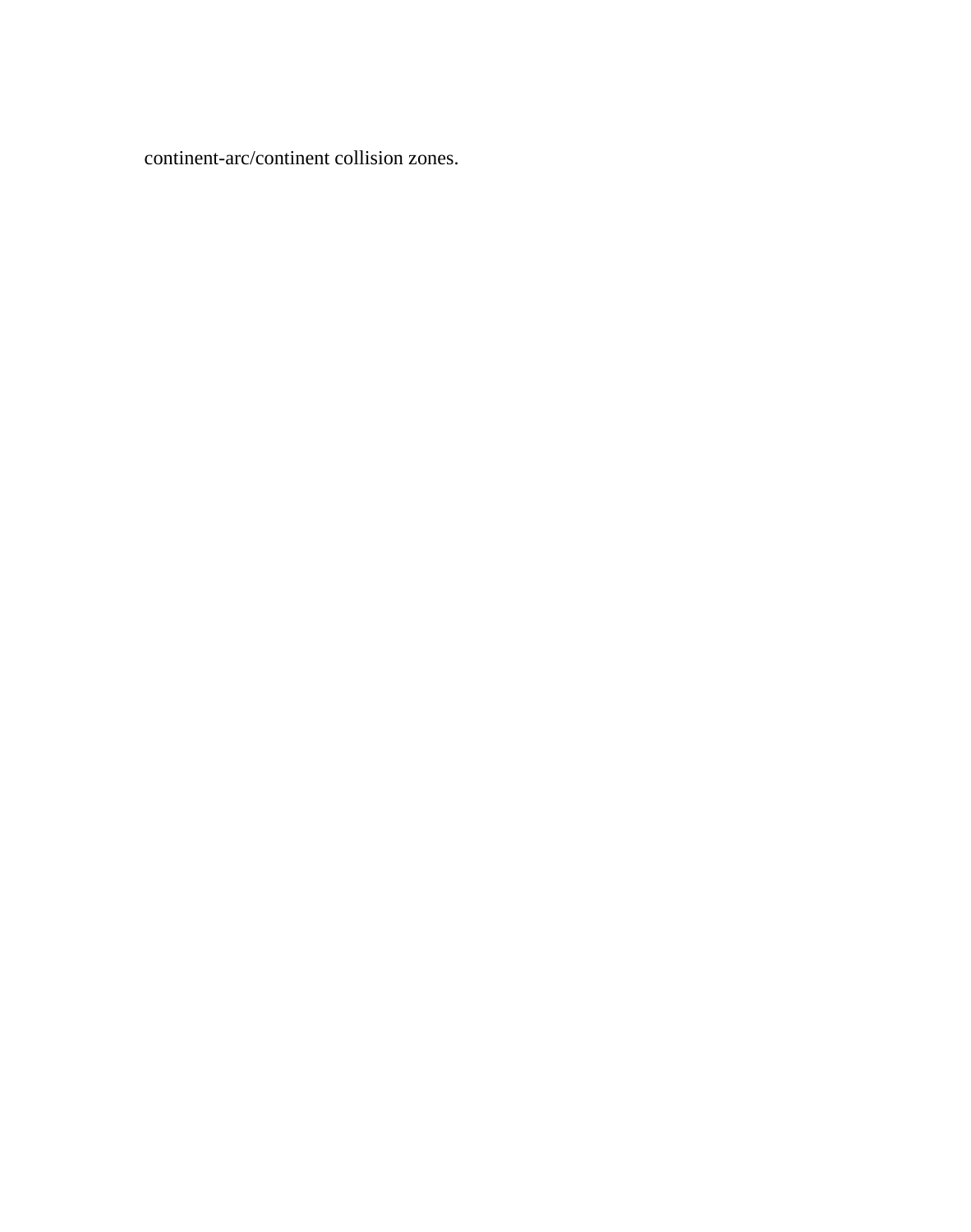continent-arc/continent collision zones.